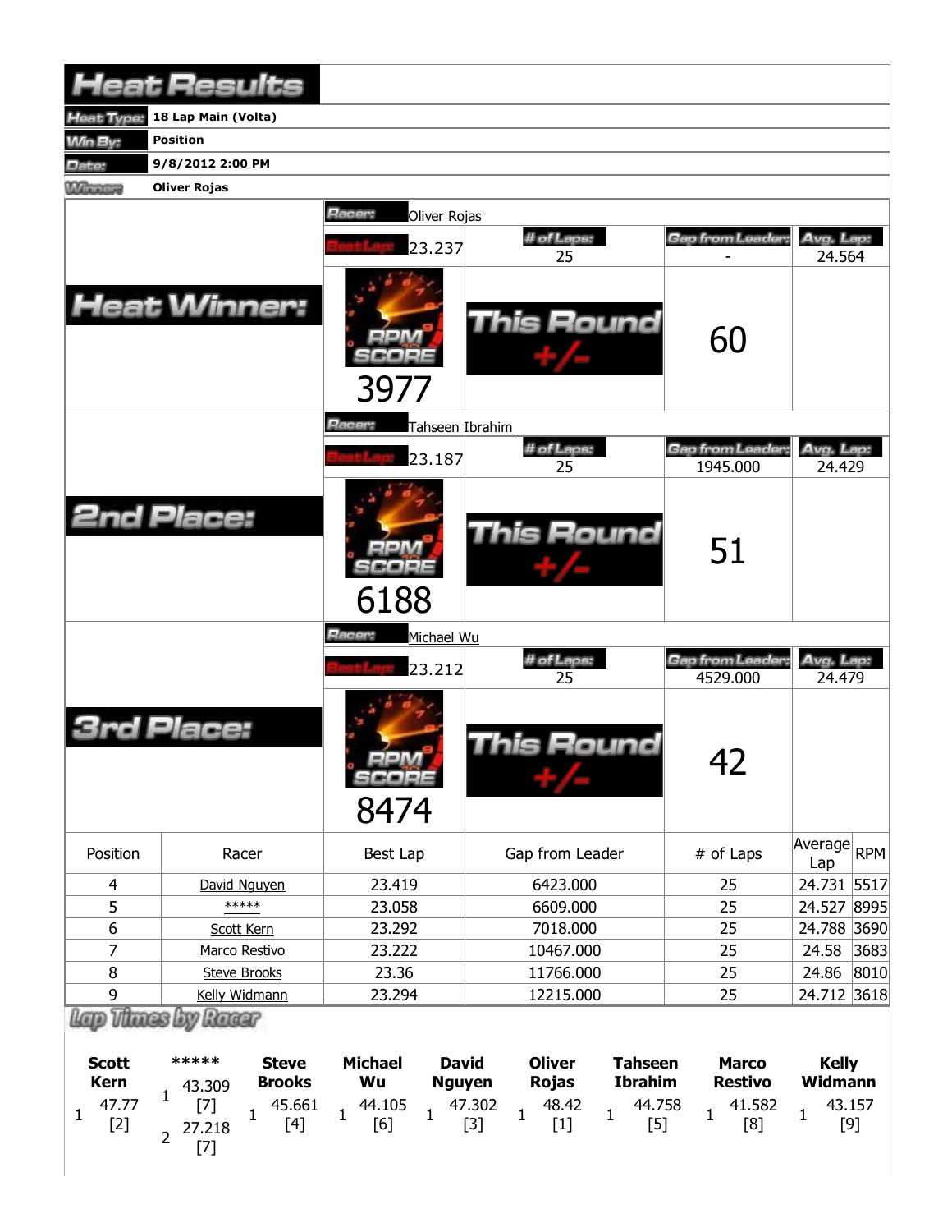# Heat Results

| | |
|---|---|
| Heat Type: | 18 Lap Main (Volta) |
| Win By: | Position |
| Date: | 9/8/2012 2:00 PM |
| Winner: | Oliver Rojas |

## Heat Winner:

Racer: Oliver Rojas

| Best Lap | # of Laps | Gap from Leader | Avg. Lap |
|---|---|---|---|
| 23.237 | 25 | - | 24.564 |

RPM SCORE: 3977

This Round +/-: 60

## 2nd Place:

Racer: Tahseen Ibrahim

| Best Lap | # of Laps | Gap from Leader | Avg. Lap |
|---|---|---|---|
| 23.187 | 25 | 1945.000 | 24.429 |

RPM SCORE: 6188

This Round +/-: 51

## 3rd Place:

Racer: Michael Wu

| Best Lap | # of Laps | Gap from Leader | Avg. Lap |
|---|---|---|---|
| 23.212 | 25 | 4529.000 | 24.479 |

RPM SCORE: 8474

This Round +/-: 42

| Position | Racer | Best Lap | Gap from Leader | # of Laps | Average Lap | RPM |
|---|---|---|---|---|---|---|
| 4 | David Nguyen | 23.419 | 6423.000 | 25 | 24.731 | 5517 |
| 5 | ***** | 23.058 | 6609.000 | 25 | 24.527 | 8995 |
| 6 | Scott Kern | 23.292 | 7018.000 | 25 | 24.788 | 3690 |
| 7 | Marco Restivo | 23.222 | 10467.000 | 25 | 24.58 | 3683 |
| 8 | Steve Brooks | 23.36 | 11766.000 | 25 | 24.86 | 8010 |
| 9 | Kelly Widmann | 23.294 | 12215.000 | 25 | 24.712 | 3618 |

## Lap Times by Racer

| Lap | Scott Kern | Lap | ***** | Lap | Steve Brooks | Lap | Michael Wu | Lap | David Nguyen | Lap | Oliver Rojas | Lap | Tahseen Ibrahim | Lap | Marco Restivo | Lap | Kelly Widmann |
|---|---|---|---|---|---|---|---|---|---|---|---|---|---|---|---|---|---|
| 1 | 47.77 [2] | 1 | 43.309 [7] | 1 | 45.661 [4] | 1 | 44.105 [6] | 1 | 47.302 [3] | 1 | 48.42 [1] | 1 | 44.758 [5] | 1 | 41.582 [8] | 1 | 43.157 [9] |
| | | 2 | 27.218 [7] | | | | | | | | | | | | | | |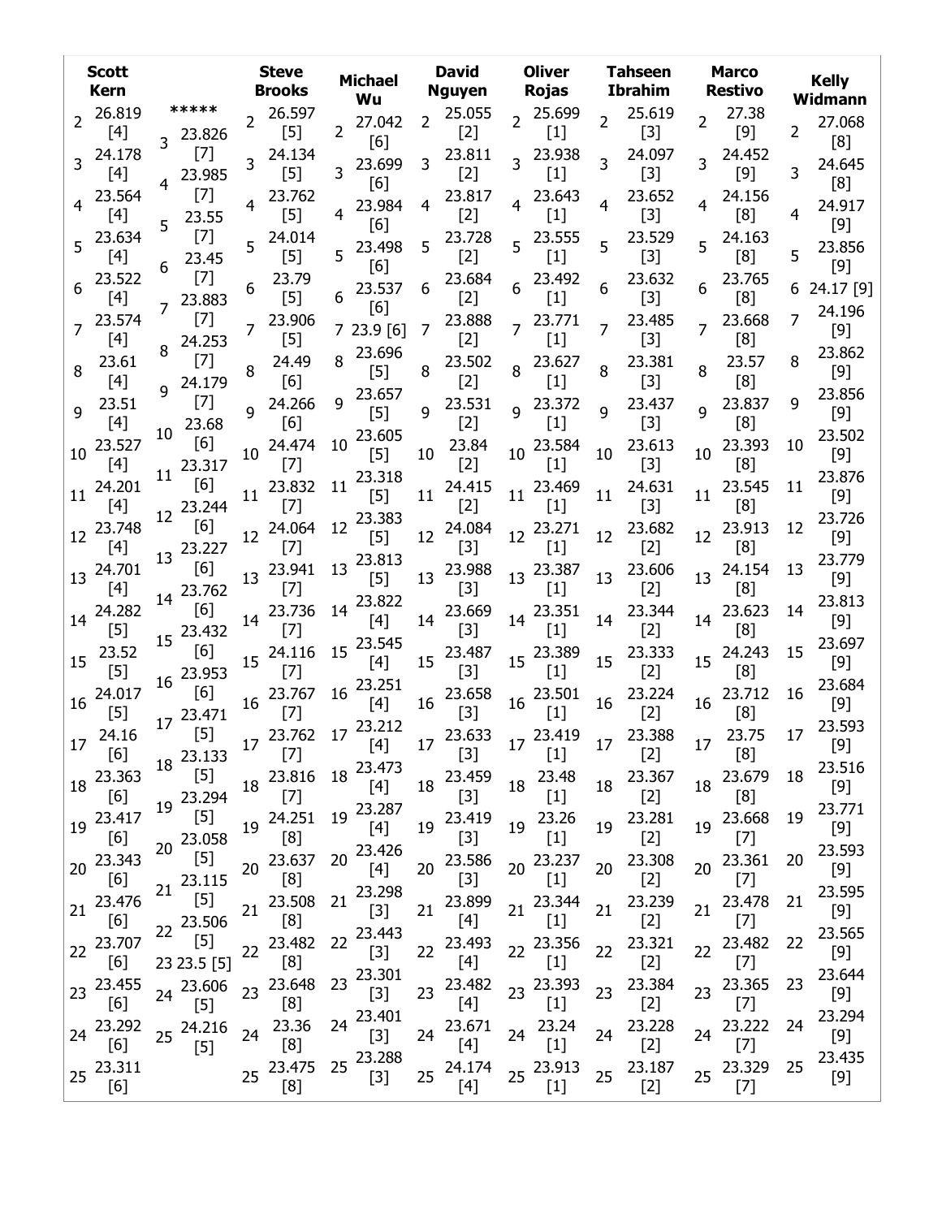| Lap | Scott Kern | ***** | Steve Brooks | Michael Wu | David Nguyen | Oliver Rojas | Tahseen Ibrahim | Marco Restivo | Kelly Widmann |
|---|---|---|---|---|---|---|---|---|---|
| 2 | 26.819 [4] | | 26.597 [5] | 27.042 [6] | 25.055 [2] | 25.699 [1] | 25.619 [3] | 27.38 [9] | 27.068 [8] |
| 3 | 24.178 [4] | 23.826 [7] | 24.134 [5] | 23.699 [6] | 23.811 [2] | 23.938 [1] | 24.097 [3] | 24.452 [9] | 24.645 [8] |
| 4 | 23.564 [4] | 23.985 [7] | 23.762 [5] | 23.984 [6] | 23.817 [2] | 23.643 [1] | 23.652 [3] | 24.156 [8] | 24.917 [9] |
| 5 | 23.634 [4] | 23.55 [7] | 24.014 [5] | 23.498 [6] | 23.728 [2] | 23.555 [1] | 23.529 [3] | 24.163 [8] | 23.856 [9] |
| 6 | 23.522 [4] | 23.45 [7] | 23.79 [5] | 23.537 [6] | 23.684 [2] | 23.492 [1] | 23.632 [3] | 23.765 [8] | 24.17 [9] |
| 7 | 23.574 [4] | 23.883 [7] | 23.906 [5] | 23.9 [6] | 23.888 [2] | 23.771 [1] | 23.485 [3] | 23.668 [8] | 24.196 [9] |
| 8 | 23.61 [4] | 24.253 [7] | 24.49 [6] | 23.696 [5] | 23.502 [2] | 23.627 [1] | 23.381 [3] | 23.57 [8] | 23.862 [9] |
| 9 | 23.51 [4] | 24.179 [7] | 24.266 [6] | 23.657 [5] | 23.531 [2] | 23.372 [1] | 23.437 [3] | 23.837 [8] | 23.856 [9] |
| 10 | 23.527 [4] | 23.68 [6] | 24.474 [7] | 23.605 [5] | 23.84 [2] | 23.584 [1] | 23.613 [3] | 23.393 [8] | 23.502 [9] |
| 11 | 24.201 [4] | 23.317 [6] | 23.832 [7] | 23.318 [5] | 24.415 [2] | 23.469 [1] | 24.631 [3] | 23.545 [8] | 23.876 [9] |
| 12 | 23.748 [4] | 23.244 [6] | 24.064 [7] | 23.383 [5] | 24.084 [3] | 23.271 [1] | 23.682 [2] | 23.913 [8] | 23.726 [9] |
| 13 | 24.701 [4] | 23.227 [6] | 23.941 [7] | 23.813 [5] | 23.988 [3] | 23.387 [1] | 23.606 [2] | 24.154 [8] | 23.779 [9] |
| 14 | 24.282 [5] | 23.762 [6] | 23.736 [7] | 23.822 [4] | 23.669 [3] | 23.351 [1] | 23.344 [2] | 23.623 [8] | 23.813 [9] |
| 15 | 23.52 [5] | 23.432 [6] | 24.116 [7] | 23.545 [4] | 23.487 [3] | 23.389 [1] | 23.333 [2] | 24.243 [8] | 23.697 [9] |
| 16 | 24.017 [5] | 23.953 [6] | 23.767 [7] | 23.251 [4] | 23.658 [3] | 23.501 [1] | 23.224 [2] | 23.712 [8] | 23.684 [9] |
| 17 | 24.16 [6] | 23.471 [5] | 23.762 [7] | 23.212 [4] | 23.633 [3] | 23.419 [1] | 23.388 [2] | 23.75 [8] | 23.593 [9] |
| 18 | 23.363 [6] | 23.133 [5] | 23.816 [7] | 23.473 [4] | 23.459 [3] | 23.48 [1] | 23.367 [2] | 23.679 [8] | 23.516 [9] |
| 19 | 23.417 [6] | 23.294 [5] | 24.251 [8] | 23.287 [4] | 23.419 [3] | 23.26 [1] | 23.281 [2] | 23.668 [7] | 23.771 [9] |
| 20 | 23.343 [6] | 23.058 [5] | 23.637 [8] | 23.426 [4] | 23.586 [3] | 23.237 [1] | 23.308 [2] | 23.361 [7] | 23.593 [9] |
| 21 | 23.476 [6] | 23.115 [5] | 23.508 [8] | 23.298 [3] | 23.899 [4] | 23.344 [1] | 23.239 [2] | 23.478 [7] | 23.595 [9] |
| 22 | 23.707 [6] | 23.506 [5] | 23.482 [8] | 23.443 [3] | 23.493 [4] | 23.356 [1] | 23.321 [2] | 23.482 [7] | 23.565 [9] |
| 23 | 23.455 [6] | 23.5 [5] | 23.648 [8] | 23.301 [3] | 23.482 [4] | 23.393 [1] | 23.384 [2] | 23.365 [7] | 23.644 [9] |
| 24 | 23.292 [6] | 23.606 [5] | 23.36 [8] | 23.401 [3] | 23.671 [4] | 23.24 [1] | 23.228 [2] | 23.222 [7] | 23.294 [9] |
| 25 | 23.311 [6] | 24.216 [5] | 23.475 [8] | 23.288 [3] | 24.174 [4] | 23.913 [1] | 23.187 [2] | 23.329 [7] | 23.435 [9] |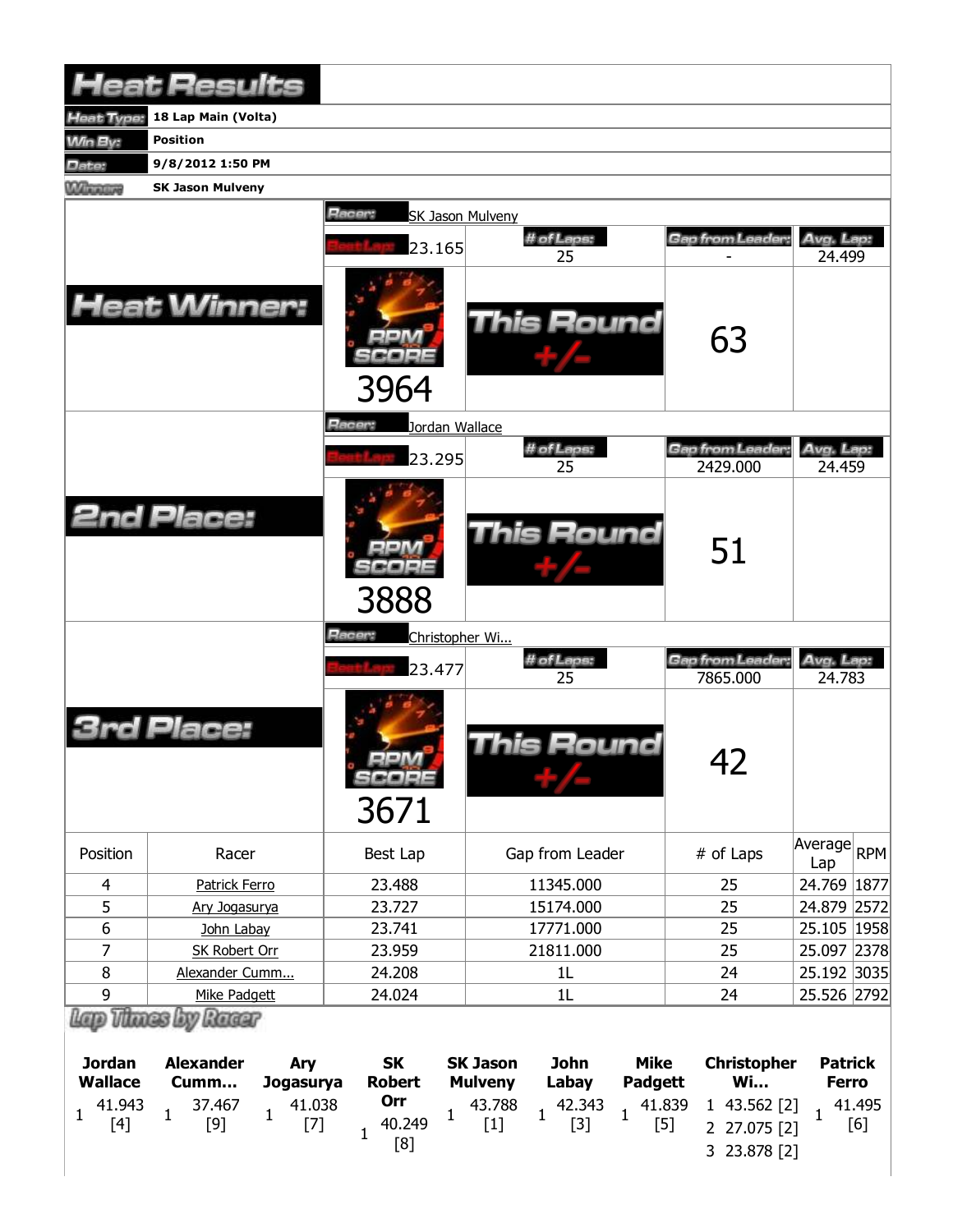# Heat Results

| | |
|---|---|
| **Heat Type:** | 18 Lap Main (Volta) |
| **Win By:** | Position |
| **Date:** | 9/8/2012 1:50 PM |
| **Winner:** | SK Jason Mulveny |

## Heat Winner:

**Racer:** SK Jason Mulveny

| Best Lap | # of Laps | Gap from Leader | Avg. Lap |
|---|---|---|---|
| 23.165 | 25 | - | 24.499 |

RPM SCORE: 3964

This Round +/-: 63

## 2nd Place:

**Racer:** Jordan Wallace

| Best Lap | # of Laps | Gap from Leader | Avg. Lap |
|---|---|---|---|
| 23.295 | 25 | 2429.000 | 24.459 |

RPM SCORE: 3888

This Round +/-: 51

## 3rd Place:

**Racer:** Christopher Wi...

| Best Lap | # of Laps | Gap from Leader | Avg. Lap |
|---|---|---|---|
| 23.477 | 25 | 7865.000 | 24.783 |

RPM SCORE: 3671

This Round +/-: 42

| Position | Racer | Best Lap | Gap from Leader | # of Laps | Average Lap | RPM |
|---|---|---|---|---|---|---|
| 4 | Patrick Ferro | 23.488 | 11345.000 | 25 | 24.769 | 1877 |
| 5 | Ary Jogasurya | 23.727 | 15174.000 | 25 | 24.879 | 2572 |
| 6 | John Labay | 23.741 | 17771.000 | 25 | 25.105 | 1958 |
| 7 | SK Robert Orr | 23.959 | 21811.000 | 25 | 25.097 | 2378 |
| 8 | Alexander Cumm... | 24.208 | 1L | 24 | 25.192 | 3035 |
| 9 | Mike Padgett | 24.024 | 1L | 24 | 25.526 | 2792 |

## Lap Times by Racer

| Jordan Wallace | Alexander Cumm... | Ary Jogasurya | SK Robert Orr | SK Jason Mulveny | John Labay | Mike Padgett | Christopher Wi... | Patrick Ferro |
|---|---|---|---|---|---|---|---|---|
| 1 41.943 [4] | 1 37.467 [9] | 1 41.038 [7] | 1 40.249 [8] | 1 43.788 [1] | 1 42.343 [3] | 1 41.839 [5] | 1 43.562 [2] | 1 41.495 [6] |
| | | | | | | | 2 27.075 [2] | |
| | | | | | | | 3 23.878 [2] | |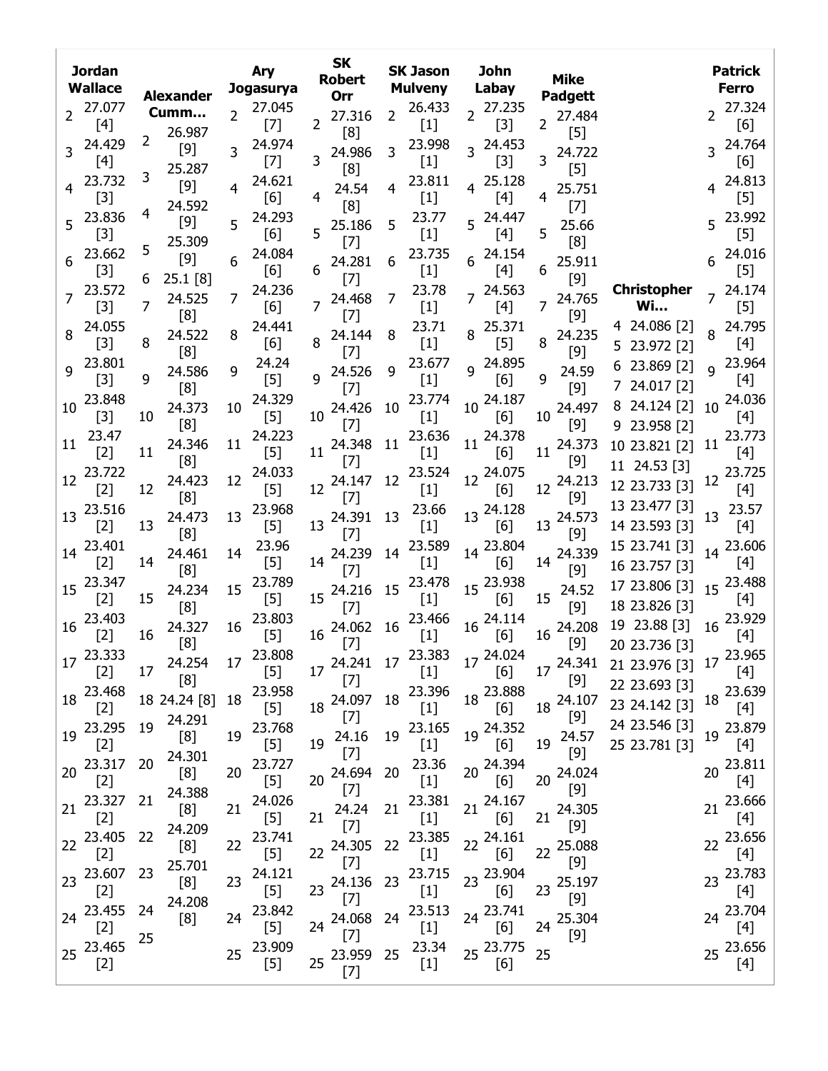| Lap | Jordan Wallace | Alexander Cumm... | Ary Jogasurya | SK Robert Orr | SK Jason Mulveny | John Labay | Mike Padgett | Christopher Wi... | Patrick Ferro |
|---|---|---|---|---|---|---|---|---|---|
| 2 | 27.077 [4] | 26.987 [9] | 27.045 [7] | 27.316 [8] | 26.433 [1] | 27.235 [3] | 27.484 [5] | | 27.324 [6] |
| 3 | 24.429 [4] | 25.287 [9] | 24.974 [7] | 24.986 [8] | 23.998 [1] | 24.453 [3] | 24.722 [5] | | 24.764 [6] |
| 4 | 23.732 [3] | 24.592 [9] | 24.621 [6] | 24.54 [8] | 23.811 [1] | 25.128 [4] | 25.751 [7] | 24.086 [2] | 24.813 [5] |
| 5 | 23.836 [3] | 25.309 [9] | 24.293 [6] | 25.186 [7] | 23.77 [1] | 24.447 [4] | 25.66 [8] | 23.972 [2] | 23.992 [5] |
| 6 | 23.662 [3] | 25.1 [8] | 24.084 [6] | 24.281 [7] | 23.735 [1] | 24.154 [4] | 25.911 [9] | 23.869 [2] | 24.016 [5] |
| 7 | 23.572 [3] | 24.525 [8] | 24.236 [6] | 24.468 [7] | 23.78 [1] | 24.563 [4] | 24.765 [9] | 24.017 [2] | 24.174 [5] |
| 8 | 24.055 [3] | 24.522 [8] | 24.441 [6] | 24.144 [7] | 23.71 [1] | 25.371 [5] | 24.235 [9] | 24.124 [2] | 24.795 [4] |
| 9 | 23.801 [3] | 24.586 [8] | 24.24 [5] | 24.526 [7] | 23.677 [1] | 24.895 [6] | 24.59 [9] | 23.958 [2] | 23.964 [4] |
| 10 | 23.848 [3] | 24.373 [8] | 24.329 [5] | 24.426 [7] | 23.774 [1] | 24.187 [6] | 24.497 [9] | 23.821 [2] | 24.036 [4] |
| 11 | 23.47 [2] | 24.346 [8] | 24.223 [5] | 24.348 [7] | 23.636 [1] | 24.378 [6] | 24.373 [9] | 24.53 [3] | 23.773 [4] |
| 12 | 23.722 [2] | 24.423 [8] | 24.033 [5] | 24.147 [7] | 23.524 [1] | 24.075 [6] | 24.213 [9] | 23.733 [3] | 23.725 [4] |
| 13 | 23.516 [2] | 24.473 [8] | 23.968 [5] | 24.391 [7] | 23.66 [1] | 24.128 [6] | 24.573 [9] | 23.477 [3] | 23.57 [4] |
| 14 | 23.401 [2] | 24.461 [8] | 23.96 [5] | 24.239 [7] | 23.589 [1] | 23.804 [6] | 24.339 [9] | 23.593 [3] | 23.606 [4] |
| 15 | 23.347 [2] | 24.234 [8] | 23.789 [5] | 24.216 [7] | 23.478 [1] | 23.938 [6] | 24.52 [9] | 23.741 [3] | 23.488 [4] |
| 16 | 23.403 [2] | 24.327 [8] | 23.803 [5] | 24.062 [7] | 23.466 [1] | 24.114 [6] | 24.208 [9] | 23.757 [3] | 23.929 [4] |
| 17 | 23.333 [2] | 24.254 [8] | 23.808 [5] | 24.241 [7] | 23.383 [1] | 24.024 [6] | 24.341 [9] | 23.806 [3] | 23.965 [4] |
| 18 | 23.468 [2] | 24.24 [8] | 23.958 [5] | 24.097 [7] | 23.396 [1] | 23.888 [6] | 24.107 [9] | 23.826 [3] | 23.639 [4] |
| 19 | 23.295 [2] | 24.291 [8] | 23.768 [5] | 24.16 [7] | 23.165 [1] | 24.352 [6] | 24.57 [9] | 23.88 [3] | 23.879 [4] |
| 20 | 23.317 [2] | 24.301 [8] | 23.727 [5] | 24.694 [7] | 23.36 [1] | 24.394 [6] | 24.024 [9] | 23.736 [3] | 23.811 [4] |
| 21 | 23.327 [2] | 24.388 [8] | 24.026 [5] | 24.24 [7] | 23.381 [1] | 24.167 [6] | 24.305 [9] | 23.976 [3] | 23.666 [4] |
| 22 | 23.405 [2] | 24.209 [8] | 23.741 [5] | 24.305 [7] | 23.385 [1] | 24.161 [6] | 25.088 [9] | 23.693 [3] | 23.656 [4] |
| 23 | 23.607 [2] | 25.701 [8] | 24.121 [5] | 24.136 [7] | 23.715 [1] | 23.904 [6] | 25.197 [9] | 24.142 [3] | 23.783 [4] |
| 24 | 23.455 [2] | 24.208 [8] | 23.842 [5] | 24.068 [7] | 23.513 [1] | 23.741 [6] | 25.304 [9] | 23.546 [3] | 23.704 [4] |
| 25 | 23.465 [2] | | 23.909 [5] | 23.959 [7] | 23.34 [1] | 23.775 [6] | | 23.781 [3] | 23.656 [4] |